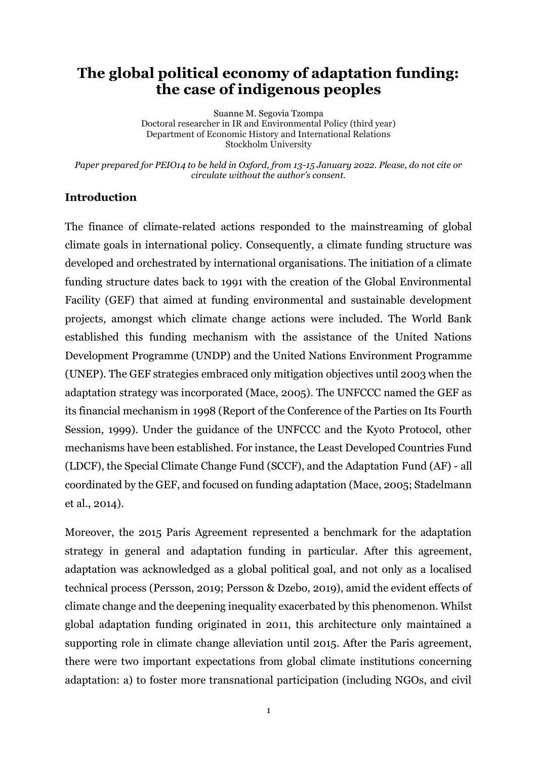# The global political economy of adaptation funding: the case of indigenous peoples

Suanne M. Segovia Tzompa
Doctoral researcher in IR and Environmental Policy (third year)
Department of Economic History and International Relations
Stockholm University

*Paper prepared for PEIO14 to be held in Oxford, from 13-15 January 2022. Please, do not cite or circulate without the author's consent.*

## Introduction

The finance of climate-related actions responded to the mainstreaming of global climate goals in international policy. Consequently, a climate funding structure was developed and orchestrated by international organisations. The initiation of a climate funding structure dates back to 1991 with the creation of the Global Environmental Facility (GEF) that aimed at funding environmental and sustainable development projects, amongst which climate change actions were included. The World Bank established this funding mechanism with the assistance of the United Nations Development Programme (UNDP) and the United Nations Environment Programme (UNEP). The GEF strategies embraced only mitigation objectives until 2003 when the adaptation strategy was incorporated (Mace, 2005). The UNFCCC named the GEF as its financial mechanism in 1998 (Report of the Conference of the Parties on Its Fourth Session, 1999). Under the guidance of the UNFCCC and the Kyoto Protocol, other mechanisms have been established. For instance, the Least Developed Countries Fund (LDCF), the Special Climate Change Fund (SCCF), and the Adaptation Fund (AF) - all coordinated by the GEF, and focused on funding adaptation (Mace, 2005; Stadelmann et al., 2014).

Moreover, the 2015 Paris Agreement represented a benchmark for the adaptation strategy in general and adaptation funding in particular. After this agreement, adaptation was acknowledged as a global political goal, and not only as a localised technical process (Persson, 2019; Persson & Dzebo, 2019), amid the evident effects of climate change and the deepening inequality exacerbated by this phenomenon. Whilst global adaptation funding originated in 2011, this architecture only maintained a supporting role in climate change alleviation until 2015. After the Paris agreement, there were two important expectations from global climate institutions concerning adaptation: a) to foster more transnational participation (including NGOs, and civil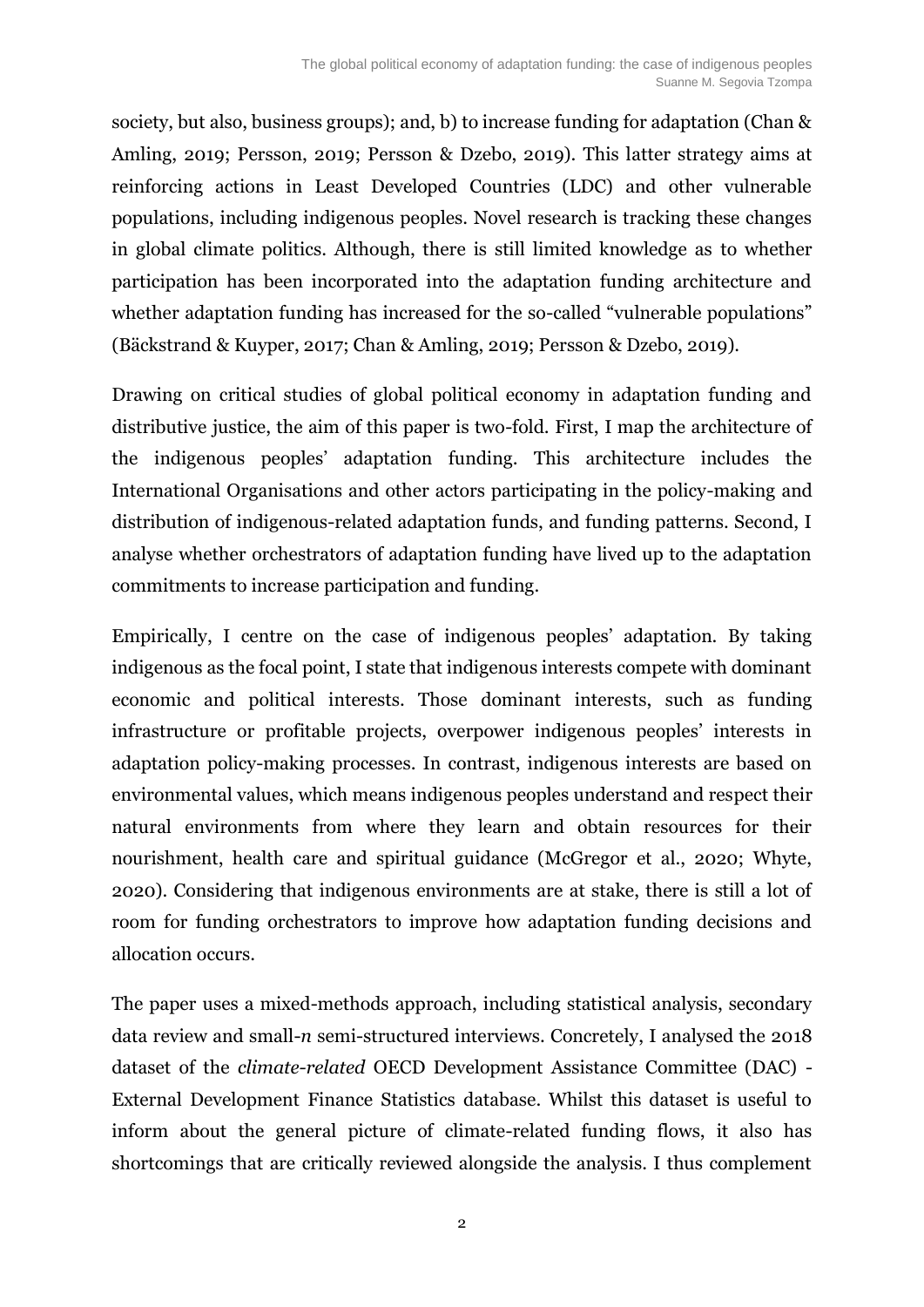society, but also, business groups); and, b) to increase funding for adaptation (Chan & Amling, 2019; Persson, 2019; Persson & Dzebo, 2019). This latter strategy aims at reinforcing actions in Least Developed Countries (LDC) and other vulnerable populations, including indigenous peoples. Novel research is tracking these changes in global climate politics. Although, there is still limited knowledge as to whether participation has been incorporated into the adaptation funding architecture and whether adaptation funding has increased for the so-called "vulnerable populations" (Bäckstrand & Kuyper, 2017; Chan & Amling, 2019; Persson & Dzebo, 2019).

Drawing on critical studies of global political economy in adaptation funding and distributive justice, the aim of this paper is two-fold. First, I map the architecture of the indigenous peoples' adaptation funding. This architecture includes the International Organisations and other actors participating in the policy-making and distribution of indigenous-related adaptation funds, and funding patterns. Second, I analyse whether orchestrators of adaptation funding have lived up to the adaptation commitments to increase participation and funding.

Empirically, I centre on the case of indigenous peoples' adaptation. By taking indigenous as the focal point, I state that indigenous interests compete with dominant economic and political interests. Those dominant interests, such as funding infrastructure or profitable projects, overpower indigenous peoples' interests in adaptation policy-making processes. In contrast, indigenous interests are based on environmental values, which means indigenous peoples understand and respect their natural environments from where they learn and obtain resources for their nourishment, health care and spiritual guidance (McGregor et al., 2020; Whyte, 2020). Considering that indigenous environments are at stake, there is still a lot of room for funding orchestrators to improve how adaptation funding decisions and allocation occurs.

The paper uses a mixed-methods approach, including statistical analysis, secondary data review and small-*n* semi-structured interviews. Concretely, I analysed the 2018 dataset of the *climate-related* OECD Development Assistance Committee (DAC) - External Development Finance Statistics database. Whilst this dataset is useful to inform about the general picture of climate-related funding flows, it also has shortcomings that are critically reviewed alongside the analysis. I thus complement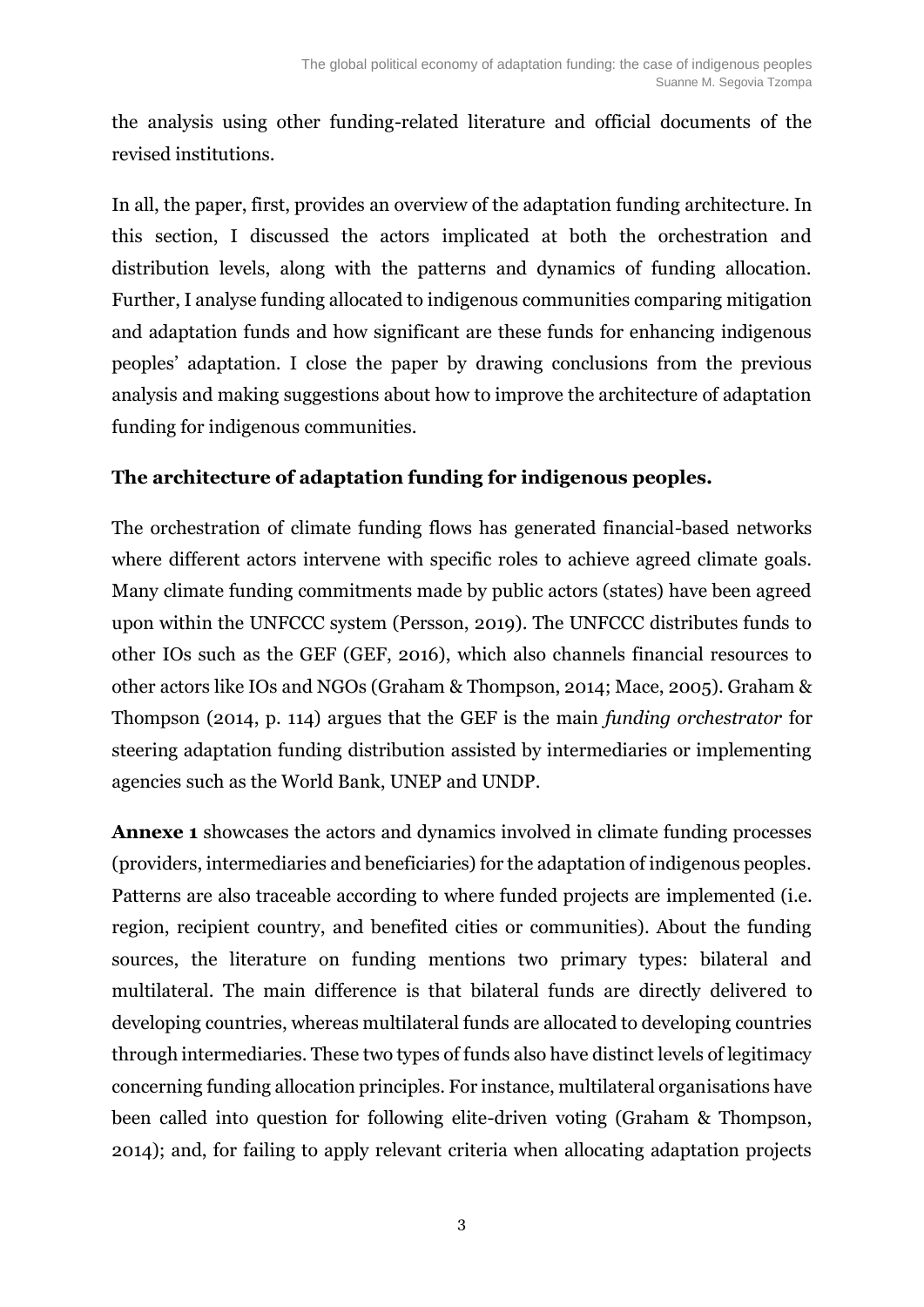the analysis using other funding-related literature and official documents of the revised institutions.

In all, the paper, first, provides an overview of the adaptation funding architecture. In this section, I discussed the actors implicated at both the orchestration and distribution levels, along with the patterns and dynamics of funding allocation. Further, I analyse funding allocated to indigenous communities comparing mitigation and adaptation funds and how significant are these funds for enhancing indigenous peoples' adaptation. I close the paper by drawing conclusions from the previous analysis and making suggestions about how to improve the architecture of adaptation funding for indigenous communities.

## The architecture of adaptation funding for indigenous peoples.

The orchestration of climate funding flows has generated financial-based networks where different actors intervene with specific roles to achieve agreed climate goals. Many climate funding commitments made by public actors (states) have been agreed upon within the UNFCCC system (Persson, 2019). The UNFCCC distributes funds to other IOs such as the GEF (GEF, 2016), which also channels financial resources to other actors like IOs and NGOs (Graham & Thompson, 2014; Mace, 2005). Graham & Thompson (2014, p. 114) argues that the GEF is the main *funding orchestrator* for steering adaptation funding distribution assisted by intermediaries or implementing agencies such as the World Bank, UNEP and UNDP.

**Annexe 1** showcases the actors and dynamics involved in climate funding processes (providers, intermediaries and beneficiaries) for the adaptation of indigenous peoples. Patterns are also traceable according to where funded projects are implemented (i.e. region, recipient country, and benefited cities or communities). About the funding sources, the literature on funding mentions two primary types: bilateral and multilateral. The main difference is that bilateral funds are directly delivered to developing countries, whereas multilateral funds are allocated to developing countries through intermediaries. These two types of funds also have distinct levels of legitimacy concerning funding allocation principles. For instance, multilateral organisations have been called into question for following elite-driven voting (Graham & Thompson, 2014); and, for failing to apply relevant criteria when allocating adaptation projects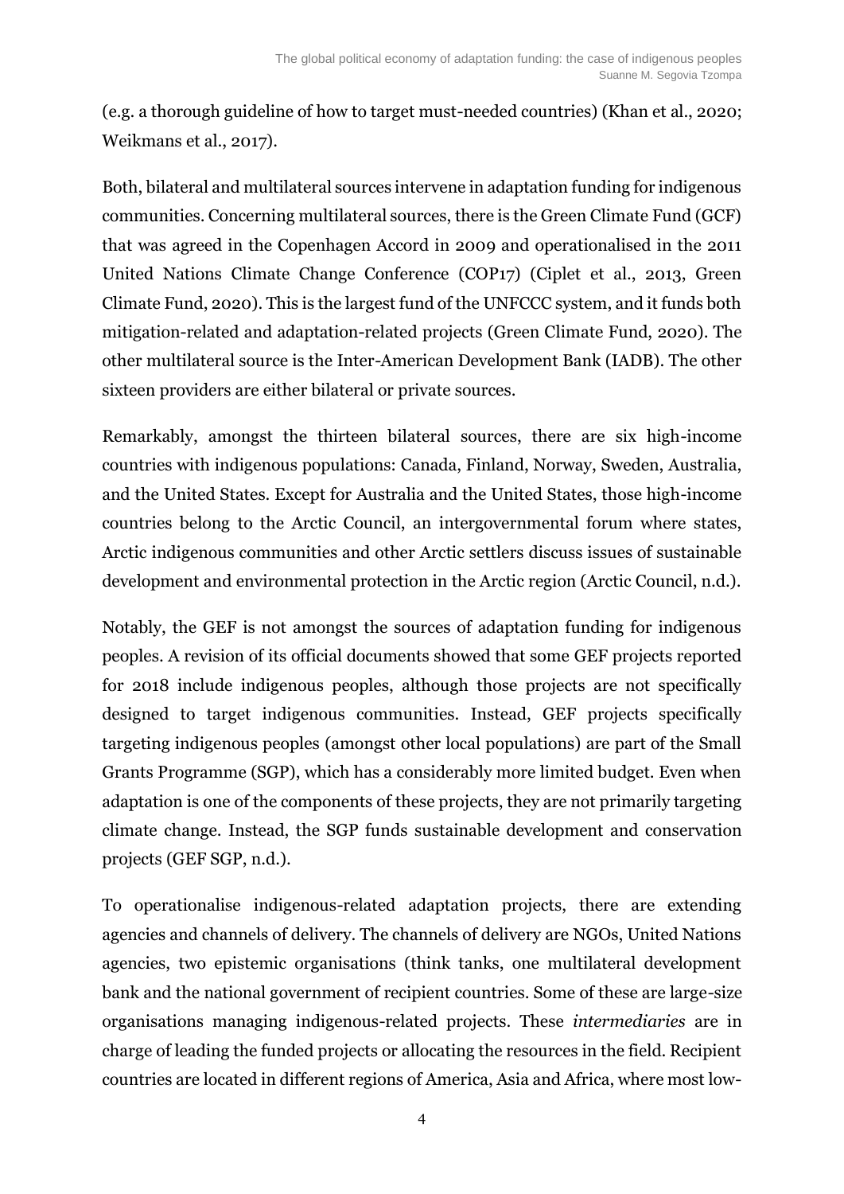(e.g. a thorough guideline of how to target must-needed countries) (Khan et al., 2020; Weikmans et al., 2017).

Both, bilateral and multilateral sources intervene in adaptation funding for indigenous communities. Concerning multilateral sources, there is the Green Climate Fund (GCF) that was agreed in the Copenhagen Accord in 2009 and operationalised in the 2011 United Nations Climate Change Conference (COP17) (Ciplet et al., 2013, Green Climate Fund, 2020). This is the largest fund of the UNFCCC system, and it funds both mitigation-related and adaptation-related projects (Green Climate Fund, 2020). The other multilateral source is the Inter-American Development Bank (IADB). The other sixteen providers are either bilateral or private sources.

Remarkably, amongst the thirteen bilateral sources, there are six high-income countries with indigenous populations: Canada, Finland, Norway, Sweden, Australia, and the United States. Except for Australia and the United States, those high-income countries belong to the Arctic Council, an intergovernmental forum where states, Arctic indigenous communities and other Arctic settlers discuss issues of sustainable development and environmental protection in the Arctic region (Arctic Council, n.d.).

Notably, the GEF is not amongst the sources of adaptation funding for indigenous peoples. A revision of its official documents showed that some GEF projects reported for 2018 include indigenous peoples, although those projects are not specifically designed to target indigenous communities. Instead, GEF projects specifically targeting indigenous peoples (amongst other local populations) are part of the Small Grants Programme (SGP), which has a considerably more limited budget. Even when adaptation is one of the components of these projects, they are not primarily targeting climate change. Instead, the SGP funds sustainable development and conservation projects (GEF SGP, n.d.).

To operationalise indigenous-related adaptation projects, there are extending agencies and channels of delivery. The channels of delivery are NGOs, United Nations agencies, two epistemic organisations (think tanks, one multilateral development bank and the national government of recipient countries. Some of these are large-size organisations managing indigenous-related projects. These *intermediaries* are in charge of leading the funded projects or allocating the resources in the field. Recipient countries are located in different regions of America, Asia and Africa, where most low-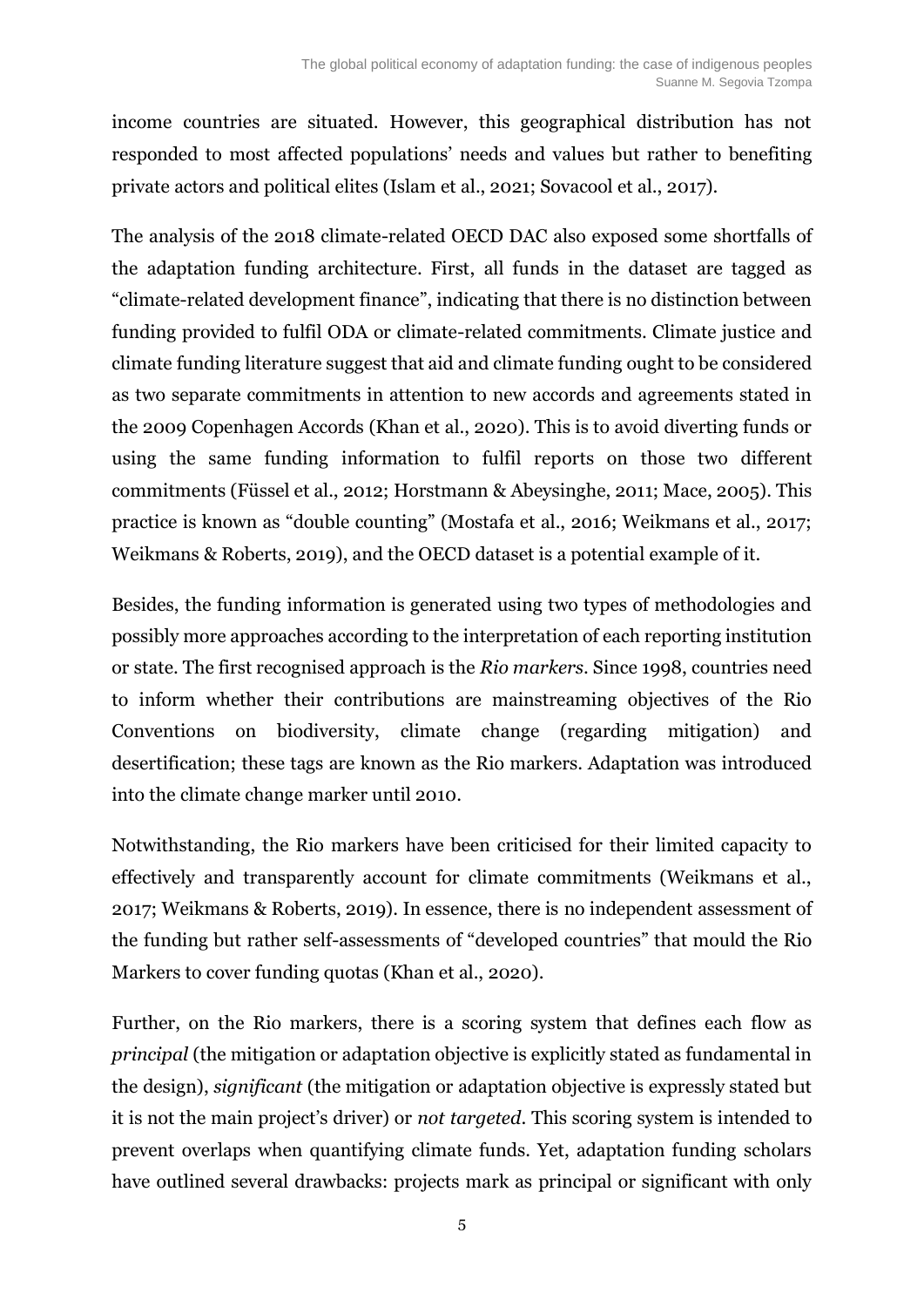income countries are situated. However, this geographical distribution has not responded to most affected populations' needs and values but rather to benefiting private actors and political elites (Islam et al., 2021; Sovacool et al., 2017).

The analysis of the 2018 climate-related OECD DAC also exposed some shortfalls of the adaptation funding architecture. First, all funds in the dataset are tagged as "climate-related development finance", indicating that there is no distinction between funding provided to fulfil ODA or climate-related commitments. Climate justice and climate funding literature suggest that aid and climate funding ought to be considered as two separate commitments in attention to new accords and agreements stated in the 2009 Copenhagen Accords (Khan et al., 2020). This is to avoid diverting funds or using the same funding information to fulfil reports on those two different commitments (Füssel et al., 2012; Horstmann & Abeysinghe, 2011; Mace, 2005). This practice is known as "double counting" (Mostafa et al., 2016; Weikmans et al., 2017; Weikmans & Roberts, 2019), and the OECD dataset is a potential example of it.

Besides, the funding information is generated using two types of methodologies and possibly more approaches according to the interpretation of each reporting institution or state. The first recognised approach is the *Rio markers*. Since 1998, countries need to inform whether their contributions are mainstreaming objectives of the Rio Conventions on biodiversity, climate change (regarding mitigation) and desertification; these tags are known as the Rio markers. Adaptation was introduced into the climate change marker until 2010.

Notwithstanding, the Rio markers have been criticised for their limited capacity to effectively and transparently account for climate commitments (Weikmans et al., 2017; Weikmans & Roberts, 2019). In essence, there is no independent assessment of the funding but rather self-assessments of "developed countries" that mould the Rio Markers to cover funding quotas (Khan et al., 2020).

Further, on the Rio markers, there is a scoring system that defines each flow as *principal* (the mitigation or adaptation objective is explicitly stated as fundamental in the design), *significant* (the mitigation or adaptation objective is expressly stated but it is not the main project's driver) or *not targeted*. This scoring system is intended to prevent overlaps when quantifying climate funds. Yet, adaptation funding scholars have outlined several drawbacks: projects mark as principal or significant with only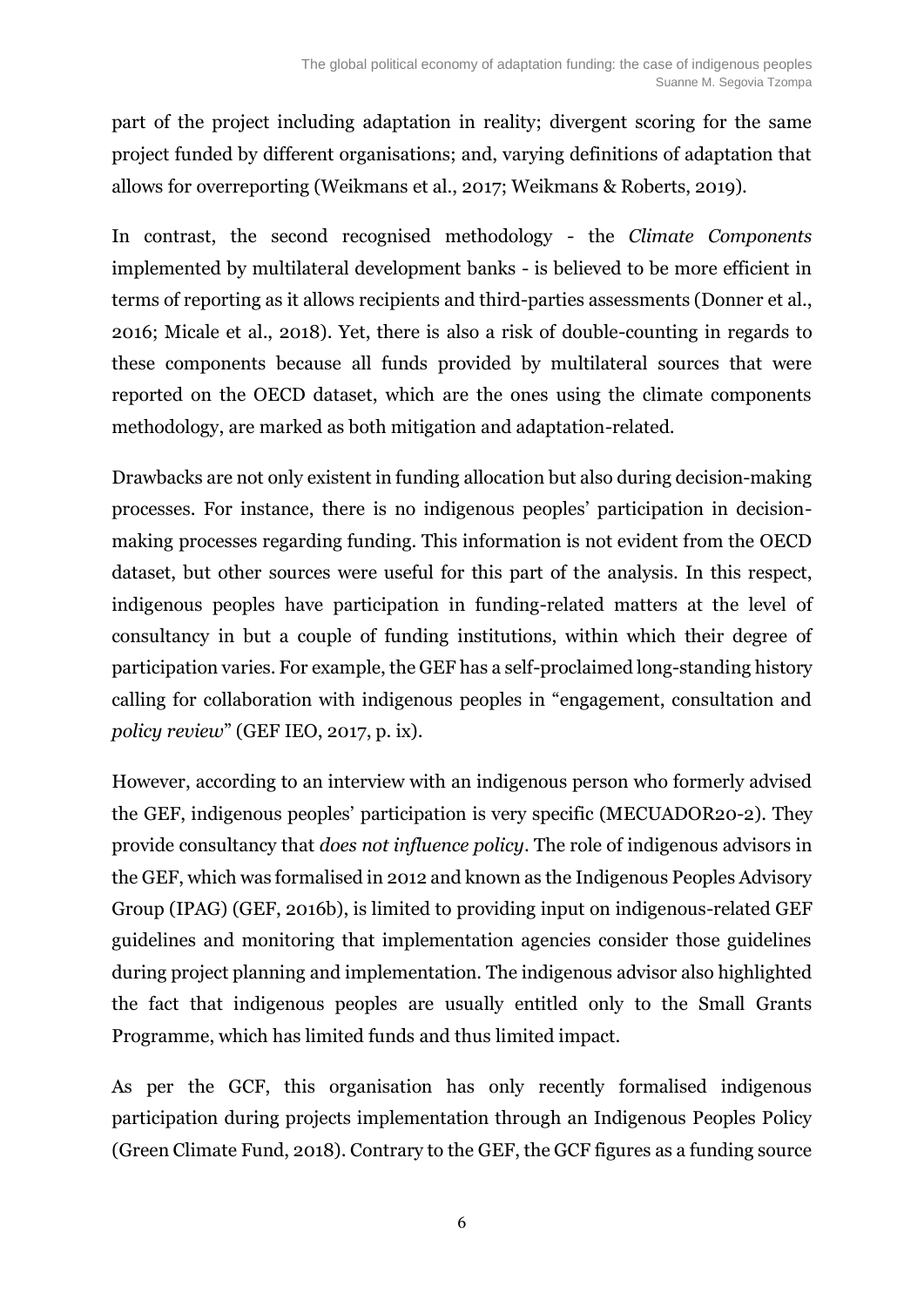part of the project including adaptation in reality; divergent scoring for the same project funded by different organisations; and, varying definitions of adaptation that allows for overreporting (Weikmans et al., 2017; Weikmans & Roberts, 2019).

In contrast, the second recognised methodology - the *Climate Components* implemented by multilateral development banks - is believed to be more efficient in terms of reporting as it allows recipients and third-parties assessments (Donner et al., 2016; Micale et al., 2018). Yet, there is also a risk of double-counting in regards to these components because all funds provided by multilateral sources that were reported on the OECD dataset, which are the ones using the climate components methodology, are marked as both mitigation and adaptation-related.

Drawbacks are not only existent in funding allocation but also during decision-making processes. For instance, there is no indigenous peoples' participation in decision-making processes regarding funding. This information is not evident from the OECD dataset, but other sources were useful for this part of the analysis. In this respect, indigenous peoples have participation in funding-related matters at the level of consultancy in but a couple of funding institutions, within which their degree of participation varies. For example, the GEF has a self-proclaimed long-standing history calling for collaboration with indigenous peoples in "engagement, consultation and *policy review*" (GEF IEO, 2017, p. ix).

However, according to an interview with an indigenous person who formerly advised the GEF, indigenous peoples' participation is very specific (MECUADOR20-2). They provide consultancy that *does not influence policy*. The role of indigenous advisors in the GEF, which was formalised in 2012 and known as the Indigenous Peoples Advisory Group (IPAG) (GEF, 2016b), is limited to providing input on indigenous-related GEF guidelines and monitoring that implementation agencies consider those guidelines during project planning and implementation. The indigenous advisor also highlighted the fact that indigenous peoples are usually entitled only to the Small Grants Programme, which has limited funds and thus limited impact.

As per the GCF, this organisation has only recently formalised indigenous participation during projects implementation through an Indigenous Peoples Policy (Green Climate Fund, 2018). Contrary to the GEF, the GCF figures as a funding source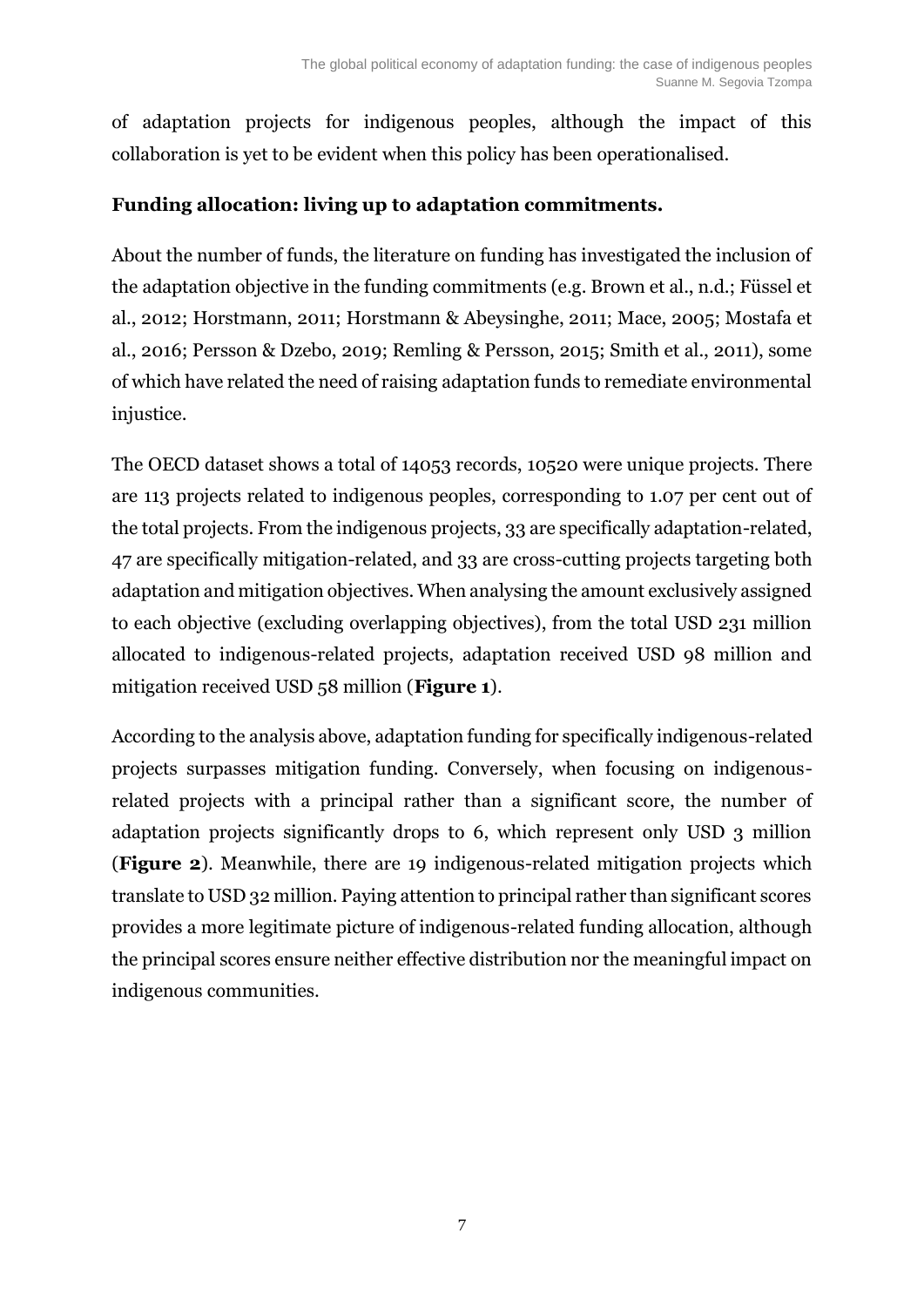of adaptation projects for indigenous peoples, although the impact of this collaboration is yet to be evident when this policy has been operationalised.

### Funding allocation: living up to adaptation commitments.

About the number of funds, the literature on funding has investigated the inclusion of the adaptation objective in the funding commitments (e.g. Brown et al., n.d.; Füssel et al., 2012; Horstmann, 2011; Horstmann & Abeysinghe, 2011; Mace, 2005; Mostafa et al., 2016; Persson & Dzebo, 2019; Remling & Persson, 2015; Smith et al., 2011), some of which have related the need of raising adaptation funds to remediate environmental injustice.

The OECD dataset shows a total of 14053 records, 10520 were unique projects. There are 113 projects related to indigenous peoples, corresponding to 1.07 per cent out of the total projects. From the indigenous projects, 33 are specifically adaptation-related, 47 are specifically mitigation-related, and 33 are cross-cutting projects targeting both adaptation and mitigation objectives. When analysing the amount exclusively assigned to each objective (excluding overlapping objectives), from the total USD 231 million allocated to indigenous-related projects, adaptation received USD 98 million and mitigation received USD 58 million (**Figure 1**).

According to the analysis above, adaptation funding for specifically indigenous-related projects surpasses mitigation funding. Conversely, when focusing on indigenous-related projects with a principal rather than a significant score, the number of adaptation projects significantly drops to 6, which represent only USD 3 million (**Figure 2**). Meanwhile, there are 19 indigenous-related mitigation projects which translate to USD 32 million. Paying attention to principal rather than significant scores provides a more legitimate picture of indigenous-related funding allocation, although the principal scores ensure neither effective distribution nor the meaningful impact on indigenous communities.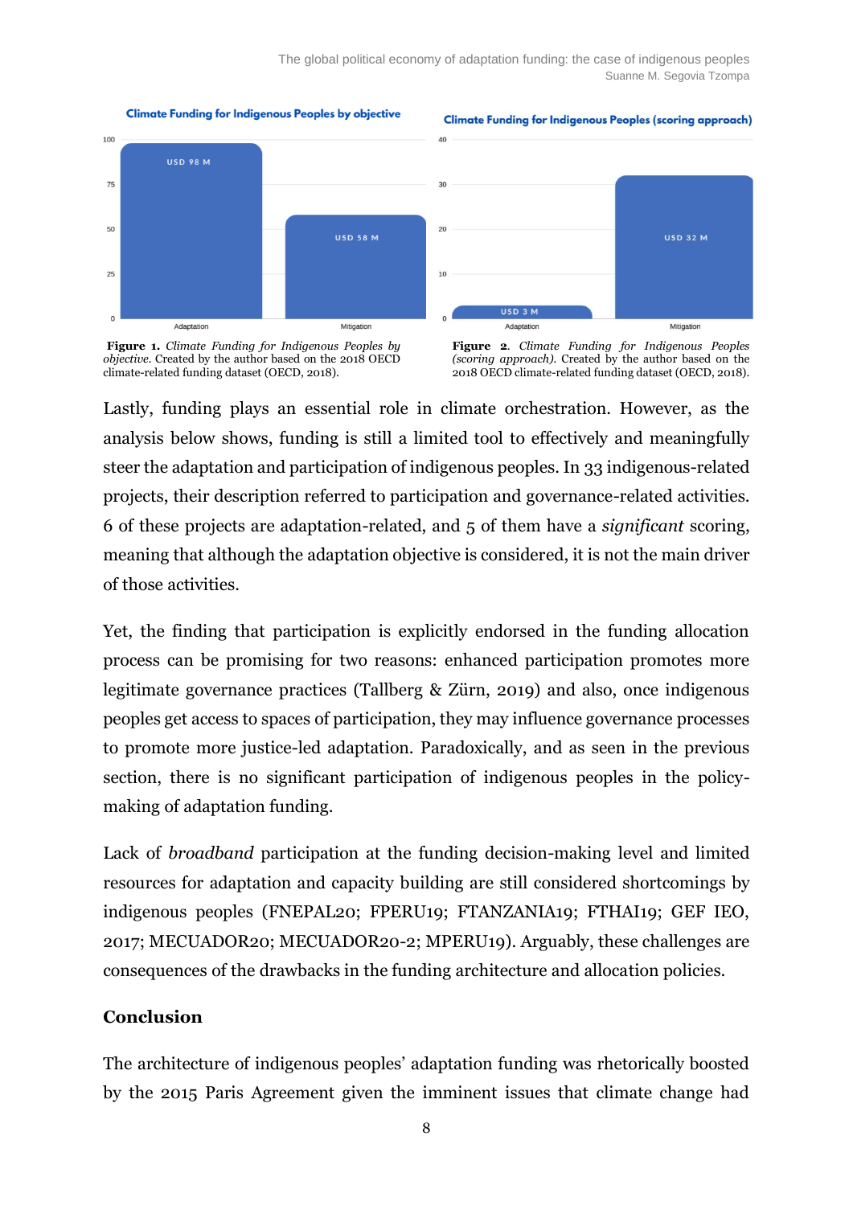**Figure 1.** *Climate Funding for Indigenous Peoples by objective.* Created by the author based on the 2018 OECD climate-related funding dataset (OECD, 2018).

**Figure 2.** *Climate Funding for Indigenous Peoples (scoring approach).* Created by the author based on the 2018 OECD climate-related funding dataset (OECD, 2018).

Lastly, funding plays an essential role in climate orchestration. However, as the analysis below shows, funding is still a limited tool to effectively and meaningfully steer the adaptation and participation of indigenous peoples. In 33 indigenous-related projects, their description referred to participation and governance-related activities. 6 of these projects are adaptation-related, and 5 of them have a *significant* scoring, meaning that although the adaptation objective is considered, it is not the main driver of those activities.

Yet, the finding that participation is explicitly endorsed in the funding allocation process can be promising for two reasons: enhanced participation promotes more legitimate governance practices (Tallberg & Zürn, 2019) and also, once indigenous peoples get access to spaces of participation, they may influence governance processes to promote more justice-led adaptation. Paradoxically, and as seen in the previous section, there is no significant participation of indigenous peoples in the policy-making of adaptation funding.

Lack of *broadband* participation at the funding decision-making level and limited resources for adaptation and capacity building are still considered shortcomings by indigenous peoples (FNEPAL20; FPERU19; FTANZANIA19; FTHAI19; GEF IEO, 2017; MECUADOR20; MECUADOR20-2; MPERU19). Arguably, these challenges are consequences of the drawbacks in the funding architecture and allocation policies.

## Conclusion

The architecture of indigenous peoples' adaptation funding was rhetorically boosted by the 2015 Paris Agreement given the imminent issues that climate change had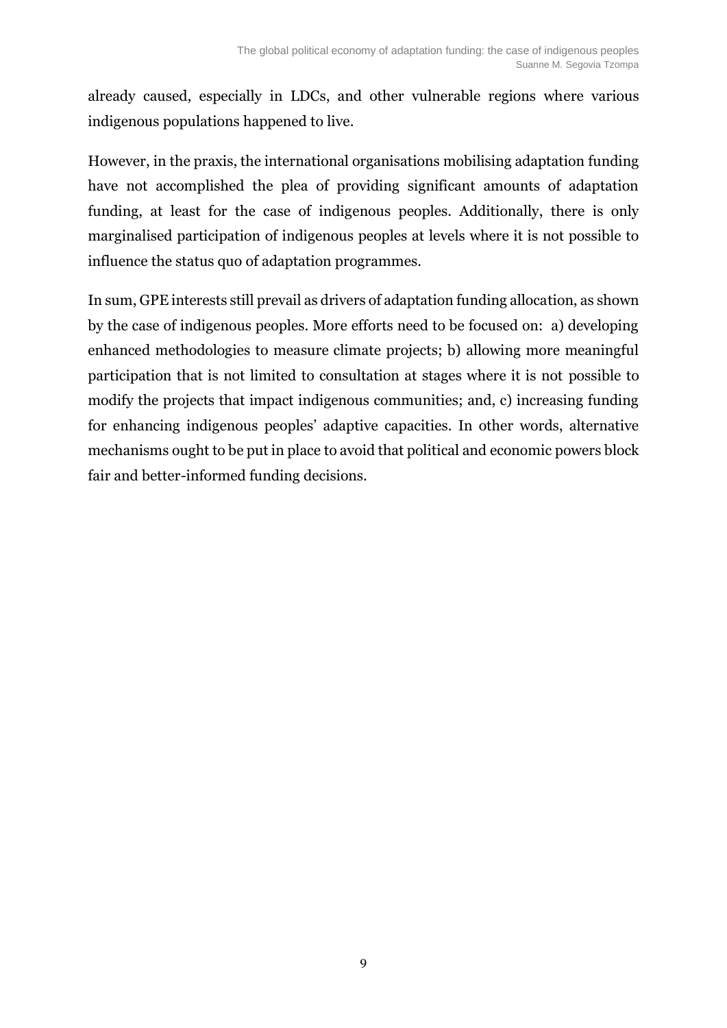already caused, especially in LDCs, and other vulnerable regions where various indigenous populations happened to live.

However, in the praxis, the international organisations mobilising adaptation funding have not accomplished the plea of providing significant amounts of adaptation funding, at least for the case of indigenous peoples. Additionally, there is only marginalised participation of indigenous peoples at levels where it is not possible to influence the status quo of adaptation programmes.

In sum, GPE interests still prevail as drivers of adaptation funding allocation, as shown by the case of indigenous peoples. More efforts need to be focused on: a) developing enhanced methodologies to measure climate projects; b) allowing more meaningful participation that is not limited to consultation at stages where it is not possible to modify the projects that impact indigenous communities; and, c) increasing funding for enhancing indigenous peoples' adaptive capacities. In other words, alternative mechanisms ought to be put in place to avoid that political and economic powers block fair and better-informed funding decisions.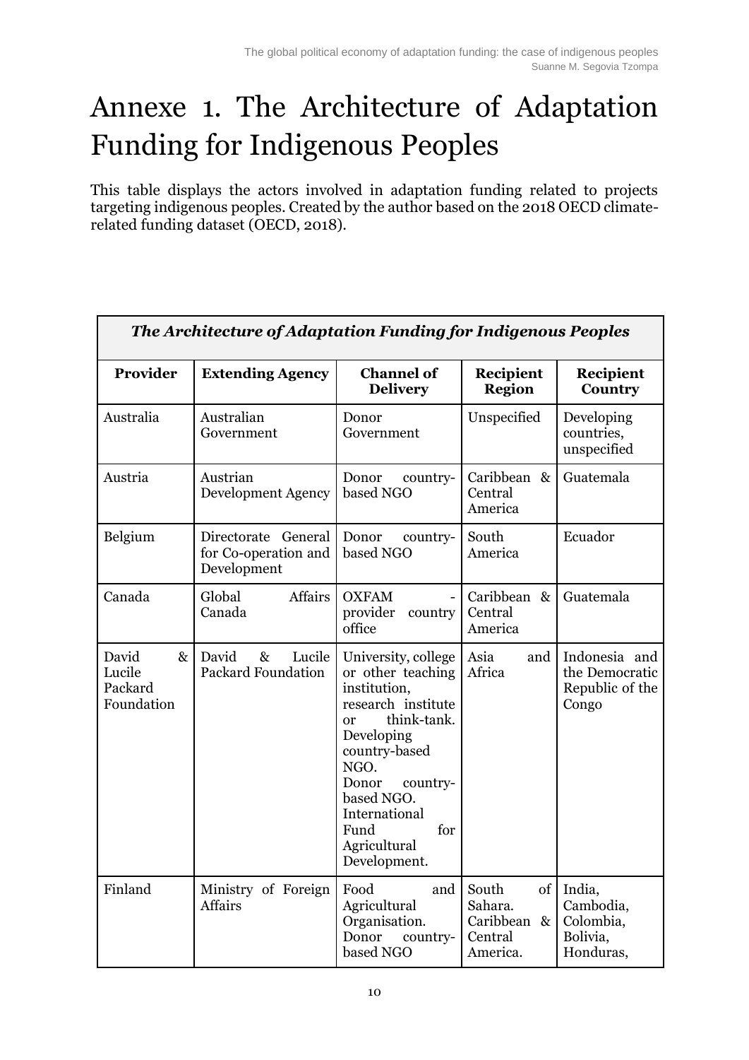# Annexe 1. The Architecture of Adaptation Funding for Indigenous Peoples

This table displays the actors involved in adaptation funding related to projects targeting indigenous peoples. Created by the author based on the 2018 OECD climate-related funding dataset (OECD, 2018).

| ***The Architecture of Adaptation Funding for Indigenous Peoples*** | | | | |
|---|---|---|---|---|
| **Provider** | **Extending Agency** | **Channel of Delivery** | **Recipient Region** | **Recipient Country** |
| Australia | Australian Government | Donor Government | Unspecified | Developing countries, unspecified |
| Austria | Austrian Development Agency | Donor country-based NGO | Caribbean & Central America | Guatemala |
| Belgium | Directorate General for Co-operation and Development | Donor country-based NGO | South America | Ecuador |
| Canada | Global Affairs Canada | OXFAM - provider country office | Caribbean & Central America | Guatemala |
| David & Lucile Packard Foundation | David & Lucile Packard Foundation | University, college or other teaching institution, research institute or think-tank. Developing country-based NGO. Donor country-based NGO. International Fund for Agricultural Development. | Asia and Africa | Indonesia and the Democratic Republic of the Congo |
| Finland | Ministry of Foreign Affairs | Food and Agricultural Organisation. Donor country-based NGO | South of Sahara. Caribbean & Central America. | India, Cambodia, Colombia, Bolivia, Honduras, |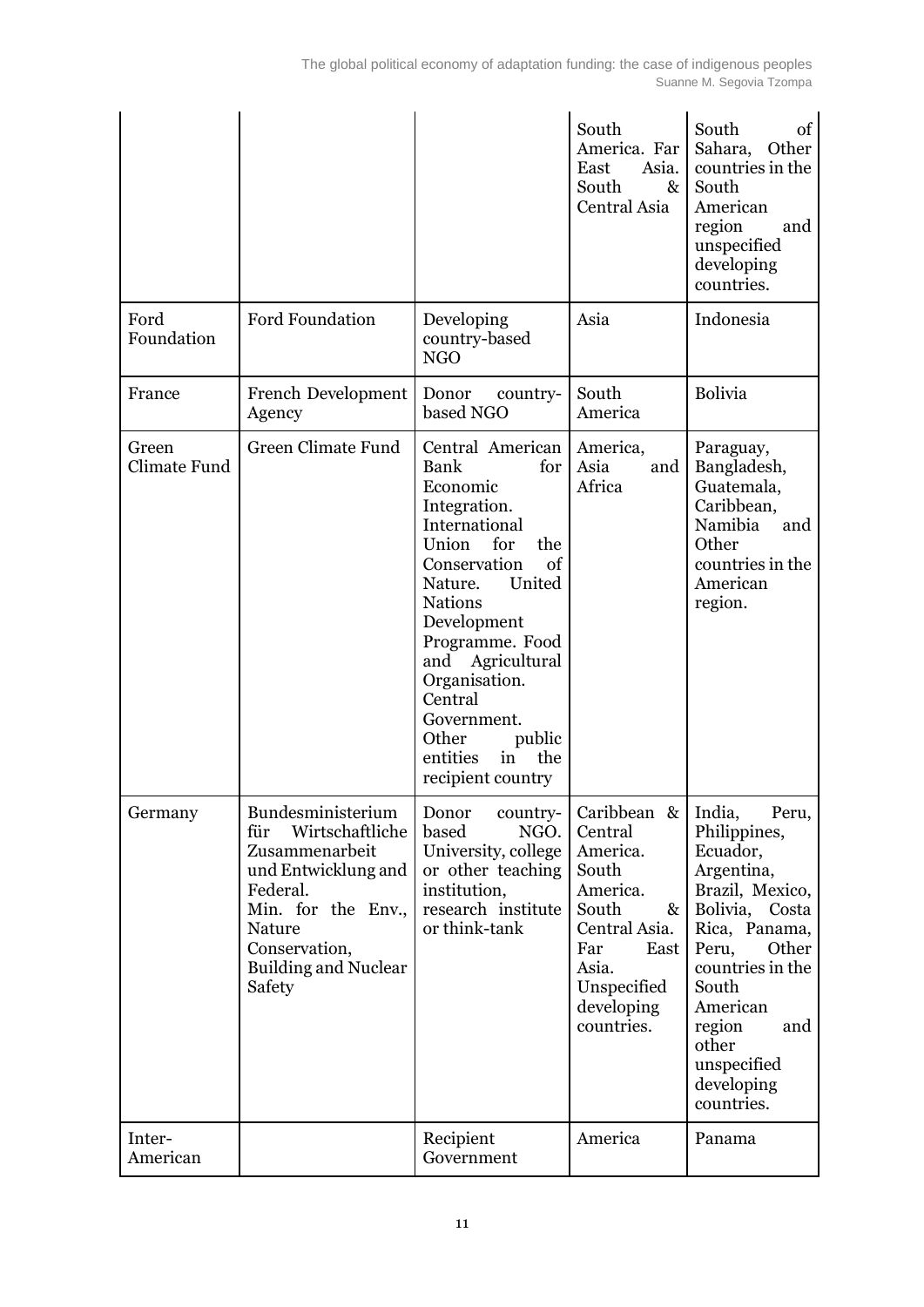|  |  |  | South America. Far East Asia. South & Central Asia | South of Sahara, Other countries in the South American region and unspecified developing countries. |
|---|---|---|---|---|
| Ford Foundation | Ford Foundation | Developing country-based NGO | Asia | Indonesia |
| France | French Development Agency | Donor country-based NGO | South America | Bolivia |
| Green Climate Fund | Green Climate Fund | Central American Bank for Economic Integration. International Union for the Conservation of Nature. United Nations Development Programme. Food and Agricultural Organisation. Central Government. Other public entities in the recipient country | America, Asia and Africa | Paraguay, Bangladesh, Guatemala, Caribbean, Namibia and Other countries in the American region. |
| Germany | Bundesministerium für Wirtschaftliche Zusammenarbeit und Entwicklung and Federal. Min. for the Env., Nature Conservation, Building and Nuclear Safety | Donor country-based NGO. University, college or other teaching institution, research institute or think-tank | Caribbean & Central America. South America. South & Central Asia. Far East Asia. Unspecified developing countries. | India, Peru, Philippines, Ecuador, Argentina, Brazil, Mexico, Bolivia, Costa Rica, Panama, Peru, Other countries in the South American region and other unspecified developing countries. |
| Inter-American |  | Recipient Government | America | Panama |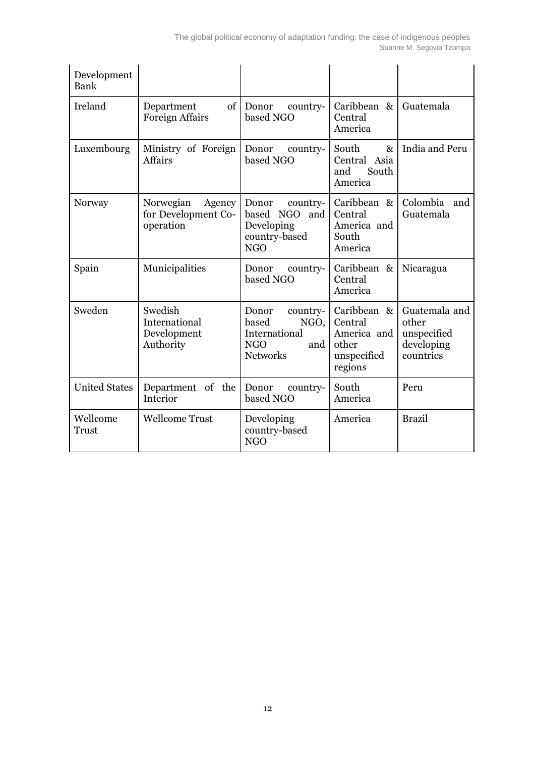| Development Bank | | | | |
|---|---|---|---|---|
| Ireland | Department of Foreign Affairs | Donor country-based NGO | Caribbean & Central America | Guatemala |
| Luxembourg | Ministry of Foreign Affairs | Donor country-based NGO | South & Central Asia and South America | India and Peru |
| Norway | Norwegian Agency for Development Co-operation | Donor country-based NGO and Developing country-based NGO | Caribbean & Central America and South America | Colombia and Guatemala |
| Spain | Municipalities | Donor country-based NGO | Caribbean & Central America | Nicaragua |
| Sweden | Swedish International Development Authority | Donor country-based NGO, International NGO and Networks | Caribbean & Central America and other unspecified regions | Guatemala and other unspecified developing countries |
| United States | Department of the Interior | Donor country-based NGO | South America | Peru |
| Wellcome Trust | Wellcome Trust | Developing country-based NGO | America | Brazil |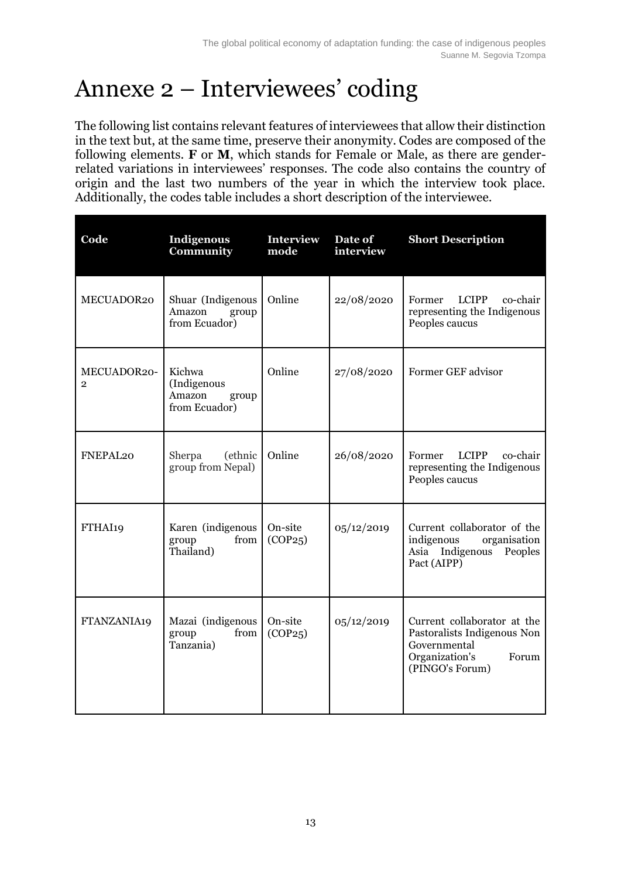# Annexe 2 – Interviewees' coding

The following list contains relevant features of interviewees that allow their distinction in the text but, at the same time, preserve their anonymity. Codes are composed of the following elements. **F** or **M**, which stands for Female or Male, as there are gender-related variations in interviewees' responses. The code also contains the country of origin and the last two numbers of the year in which the interview took place. Additionally, the codes table includes a short description of the interviewee.

| Code | Indigenous Community | Interview mode | Date of interview | Short Description |
|---|---|---|---|---|
| MECUADOR20 | Shuar (Indigenous Amazon group from Ecuador) | Online | 22/08/2020 | Former LCIPP co-chair representing the Indigenous Peoples caucus |
| MECUADOR20-2 | Kichwa (Indigenous Amazon group from Ecuador) | Online | 27/08/2020 | Former GEF advisor |
| FNEPAL20 | Sherpa (ethnic group from Nepal) | Online | 26/08/2020 | Former LCIPP co-chair representing the Indigenous Peoples caucus |
| FTHAI19 | Karen (indigenous group from Thailand) | On-site (COP25) | 05/12/2019 | Current collaborator of the indigenous organisation Asia Indigenous Peoples Pact (AIPP) |
| FTANZANIA19 | Mazai (indigenous group from Tanzania) | On-site (COP25) | 05/12/2019 | Current collaborator at the Pastoralists Indigenous Non Governmental Organization's Forum (PINGO's Forum) |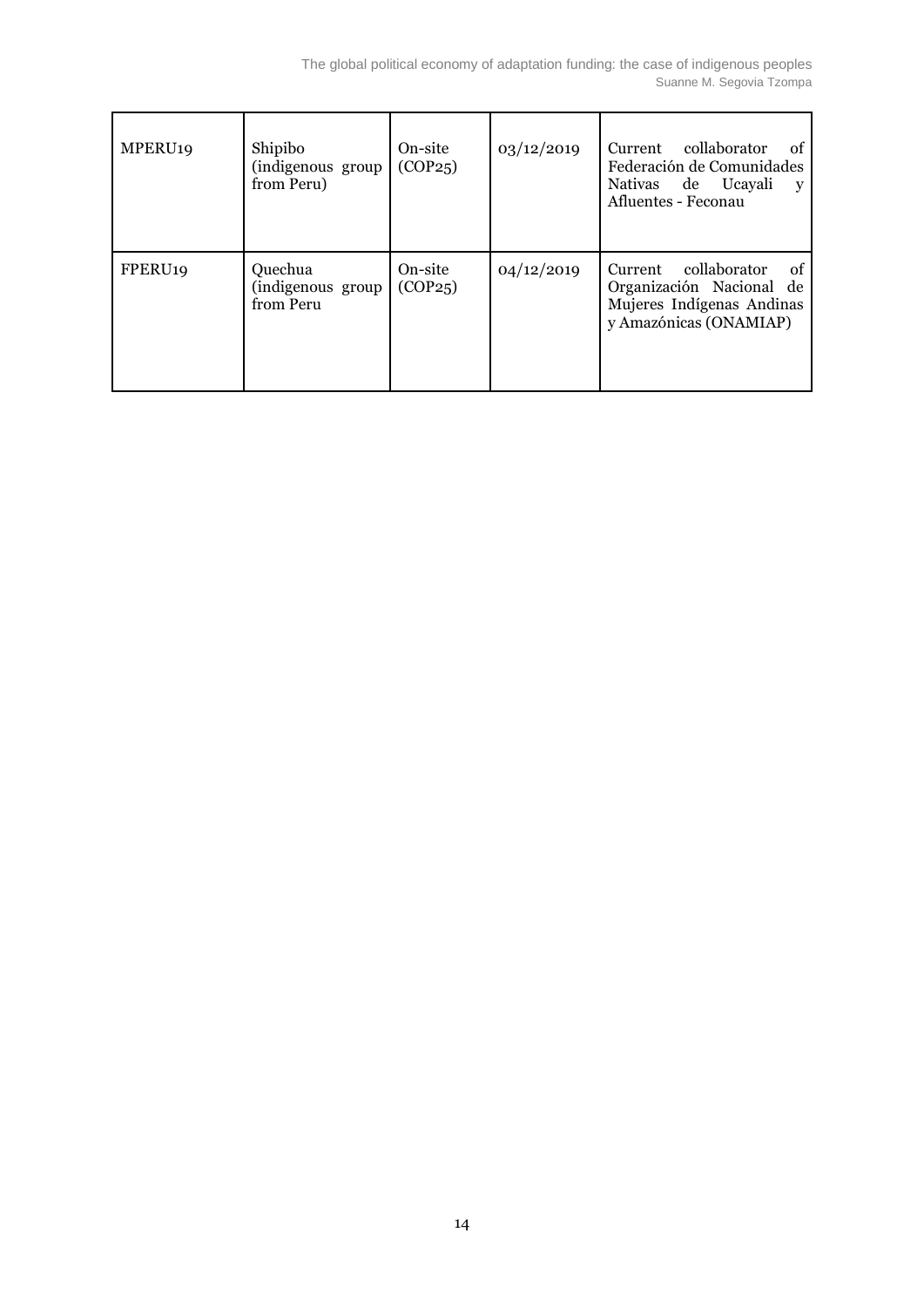| MPERU19 | Shipibo (indigenous group from Peru) | On-site (COP25) | 03/12/2019 | Current collaborator of Federación de Comunidades Nativas de Ucayali y Afluentes - Feconau |
|---|---|---|---|---|
| FPERU19 | Quechua (indigenous group from Peru | On-site (COP25) | 04/12/2019 | Current collaborator of Organización Nacional de Mujeres Indígenas Andinas y Amazónicas (ONAMIAP) |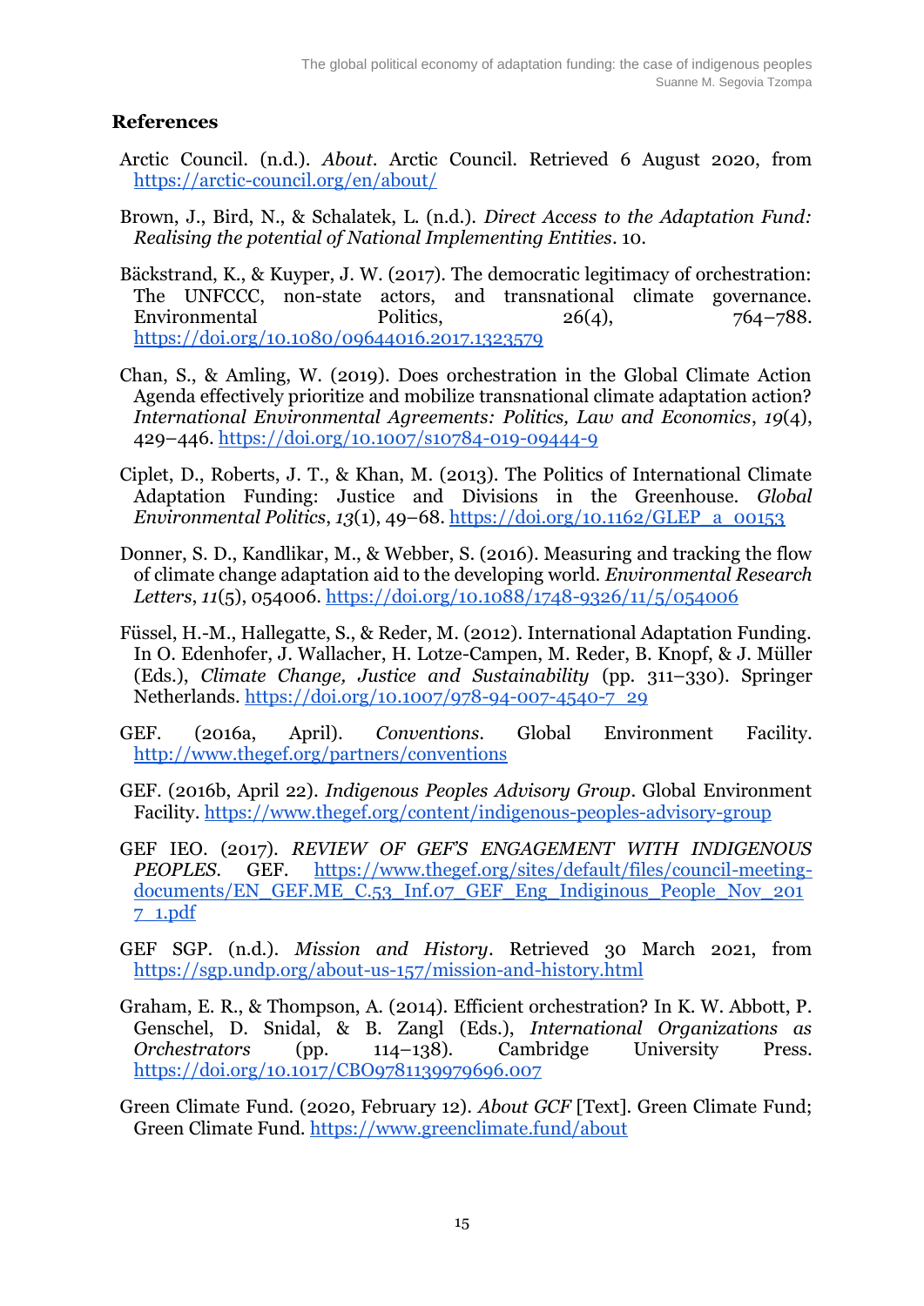## References

Arctic Council. (n.d.). *About*. Arctic Council. Retrieved 6 August 2020, from https://arctic-council.org/en/about/

Brown, J., Bird, N., & Schalatek, L. (n.d.). *Direct Access to the Adaptation Fund: Realising the potential of National Implementing Entities*. 10.

Bäckstrand, K., & Kuyper, J. W. (2017). The democratic legitimacy of orchestration: The UNFCCC, non-state actors, and transnational climate governance. Environmental Politics, 26(4), 764–788. https://doi.org/10.1080/09644016.2017.1323579

Chan, S., & Amling, W. (2019). Does orchestration in the Global Climate Action Agenda effectively prioritize and mobilize transnational climate adaptation action? *International Environmental Agreements: Politics, Law and Economics*, *19*(4), 429–446. https://doi.org/10.1007/s10784-019-09444-9

Ciplet, D., Roberts, J. T., & Khan, M. (2013). The Politics of International Climate Adaptation Funding: Justice and Divisions in the Greenhouse. *Global Environmental Politics*, *13*(1), 49–68. https://doi.org/10.1162/GLEP_a_00153

Donner, S. D., Kandlikar, M., & Webber, S. (2016). Measuring and tracking the flow of climate change adaptation aid to the developing world. *Environmental Research Letters*, *11*(5), 054006. https://doi.org/10.1088/1748-9326/11/5/054006

Füssel, H.-M., Hallegatte, S., & Reder, M. (2012). International Adaptation Funding. In O. Edenhofer, J. Wallacher, H. Lotze-Campen, M. Reder, B. Knopf, & J. Müller (Eds.), *Climate Change, Justice and Sustainability* (pp. 311–330). Springer Netherlands. https://doi.org/10.1007/978-94-007-4540-7_29

GEF. (2016a, April). *Conventions*. Global Environment Facility. http://www.thegef.org/partners/conventions

GEF. (2016b, April 22). *Indigenous Peoples Advisory Group*. Global Environment Facility. https://www.thegef.org/content/indigenous-peoples-advisory-group

GEF IEO. (2017). *REVIEW OF GEF'S ENGAGEMENT WITH INDIGENOUS PEOPLES*. GEF. https://www.thegef.org/sites/default/files/council-meeting-documents/EN_GEF.ME_C.53_Inf.07_GEF_Eng_Indiginous_People_Nov_2017_1.pdf

GEF SGP. (n.d.). *Mission and History*. Retrieved 30 March 2021, from https://sgp.undp.org/about-us-157/mission-and-history.html

Graham, E. R., & Thompson, A. (2014). Efficient orchestration? In K. W. Abbott, P. Genschel, D. Snidal, & B. Zangl (Eds.), *International Organizations as Orchestrators* (pp. 114–138). Cambridge University Press. https://doi.org/10.1017/CBO9781139979696.007

Green Climate Fund. (2020, February 12). *About GCF* [Text]. Green Climate Fund; Green Climate Fund. https://www.greenclimate.fund/about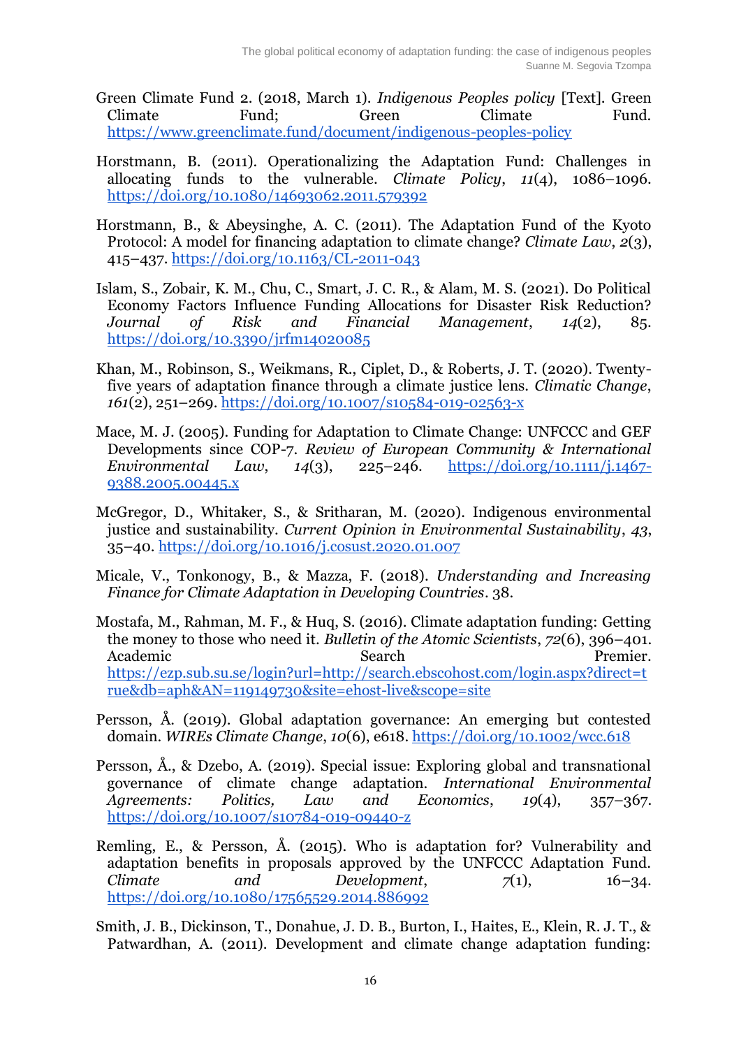Green Climate Fund 2. (2018, March 1). *Indigenous Peoples policy* [Text]. Green Climate Fund; Green Climate Fund. https://www.greenclimate.fund/document/indigenous-peoples-policy

Horstmann, B. (2011). Operationalizing the Adaptation Fund: Challenges in allocating funds to the vulnerable. *Climate Policy*, *11*(4), 1086–1096. https://doi.org/10.1080/14693062.2011.579392

Horstmann, B., & Abeysinghe, A. C. (2011). The Adaptation Fund of the Kyoto Protocol: A model for financing adaptation to climate change? *Climate Law*, *2*(3), 415–437. https://doi.org/10.1163/CL-2011-043

Islam, S., Zobair, K. M., Chu, C., Smart, J. C. R., & Alam, M. S. (2021). Do Political Economy Factors Influence Funding Allocations for Disaster Risk Reduction? *Journal of Risk and Financial Management*, *14*(2), 85. https://doi.org/10.3390/jrfm14020085

Khan, M., Robinson, S., Weikmans, R., Ciplet, D., & Roberts, J. T. (2020). Twenty-five years of adaptation finance through a climate justice lens. *Climatic Change*, *161*(2), 251–269. https://doi.org/10.1007/s10584-019-02563-x

Mace, M. J. (2005). Funding for Adaptation to Climate Change: UNFCCC and GEF Developments since COP-7. *Review of European Community & International Environmental Law*, *14*(3), 225–246. https://doi.org/10.1111/j.1467-9388.2005.00445.x

McGregor, D., Whitaker, S., & Sritharan, M. (2020). Indigenous environmental justice and sustainability. *Current Opinion in Environmental Sustainability*, *43*, 35–40. https://doi.org/10.1016/j.cosust.2020.01.007

Micale, V., Tonkonogy, B., & Mazza, F. (2018). *Understanding and Increasing Finance for Climate Adaptation in Developing Countries*. 38.

Mostafa, M., Rahman, M. F., & Huq, S. (2016). Climate adaptation funding: Getting the money to those who need it. *Bulletin of the Atomic Scientists*, *72*(6), 396–401. Academic Search Premier. https://ezp.sub.su.se/login?url=http://search.ebscohost.com/login.aspx?direct=true&db=aph&AN=119149730&site=ehost-live&scope=site

Persson, Å. (2019). Global adaptation governance: An emerging but contested domain. *WIREs Climate Change*, *10*(6), e618. https://doi.org/10.1002/wcc.618

Persson, Å., & Dzebo, A. (2019). Special issue: Exploring global and transnational governance of climate change adaptation. *International Environmental Agreements: Politics, Law and Economics*, *19*(4), 357–367. https://doi.org/10.1007/s10784-019-09440-z

Remling, E., & Persson, Å. (2015). Who is adaptation for? Vulnerability and adaptation benefits in proposals approved by the UNFCCC Adaptation Fund. *Climate and Development*, *7*(1), 16–34. https://doi.org/10.1080/17565529.2014.886992

Smith, J. B., Dickinson, T., Donahue, J. D. B., Burton, I., Haites, E., Klein, R. J. T., & Patwardhan, A. (2011). Development and climate change adaptation funding: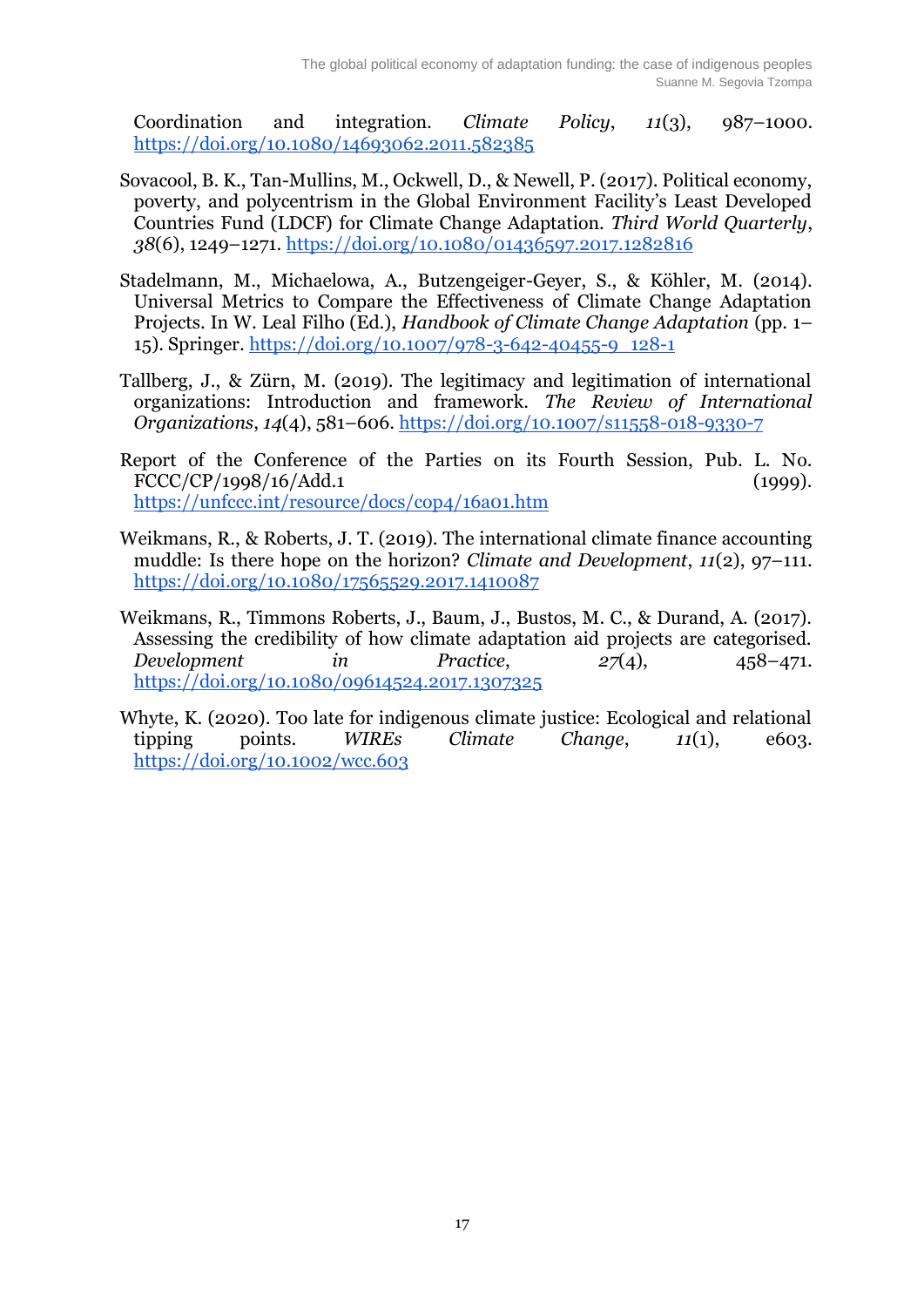Coordination and integration. *Climate Policy*, *11*(3), 987–1000. https://doi.org/10.1080/14693062.2011.582385

Sovacool, B. K., Tan-Mullins, M., Ockwell, D., & Newell, P. (2017). Political economy, poverty, and polycentrism in the Global Environment Facility's Least Developed Countries Fund (LDCF) for Climate Change Adaptation. *Third World Quarterly*, *38*(6), 1249–1271. https://doi.org/10.1080/01436597.2017.1282816

Stadelmann, M., Michaelowa, A., Butzengeiger-Geyer, S., & Köhler, M. (2014). Universal Metrics to Compare the Effectiveness of Climate Change Adaptation Projects. In W. Leal Filho (Ed.), *Handbook of Climate Change Adaptation* (pp. 1–15). Springer. https://doi.org/10.1007/978-3-642-40455-9_128-1

Tallberg, J., & Zürn, M. (2019). The legitimacy and legitimation of international organizations: Introduction and framework. *The Review of International Organizations*, *14*(4), 581–606. https://doi.org/10.1007/s11558-018-9330-7

Report of the Conference of the Parties on its Fourth Session, Pub. L. No. FCCC/CP/1998/16/Add.1 (1999). https://unfccc.int/resource/docs/cop4/16a01.htm

Weikmans, R., & Roberts, J. T. (2019). The international climate finance accounting muddle: Is there hope on the horizon? *Climate and Development*, *11*(2), 97–111. https://doi.org/10.1080/17565529.2017.1410087

Weikmans, R., Timmons Roberts, J., Baum, J., Bustos, M. C., & Durand, A. (2017). Assessing the credibility of how climate adaptation aid projects are categorised. *Development in Practice*, *27*(4), 458–471. https://doi.org/10.1080/09614524.2017.1307325

Whyte, K. (2020). Too late for indigenous climate justice: Ecological and relational tipping points. *WIREs Climate Change*, *11*(1), e603. https://doi.org/10.1002/wcc.603